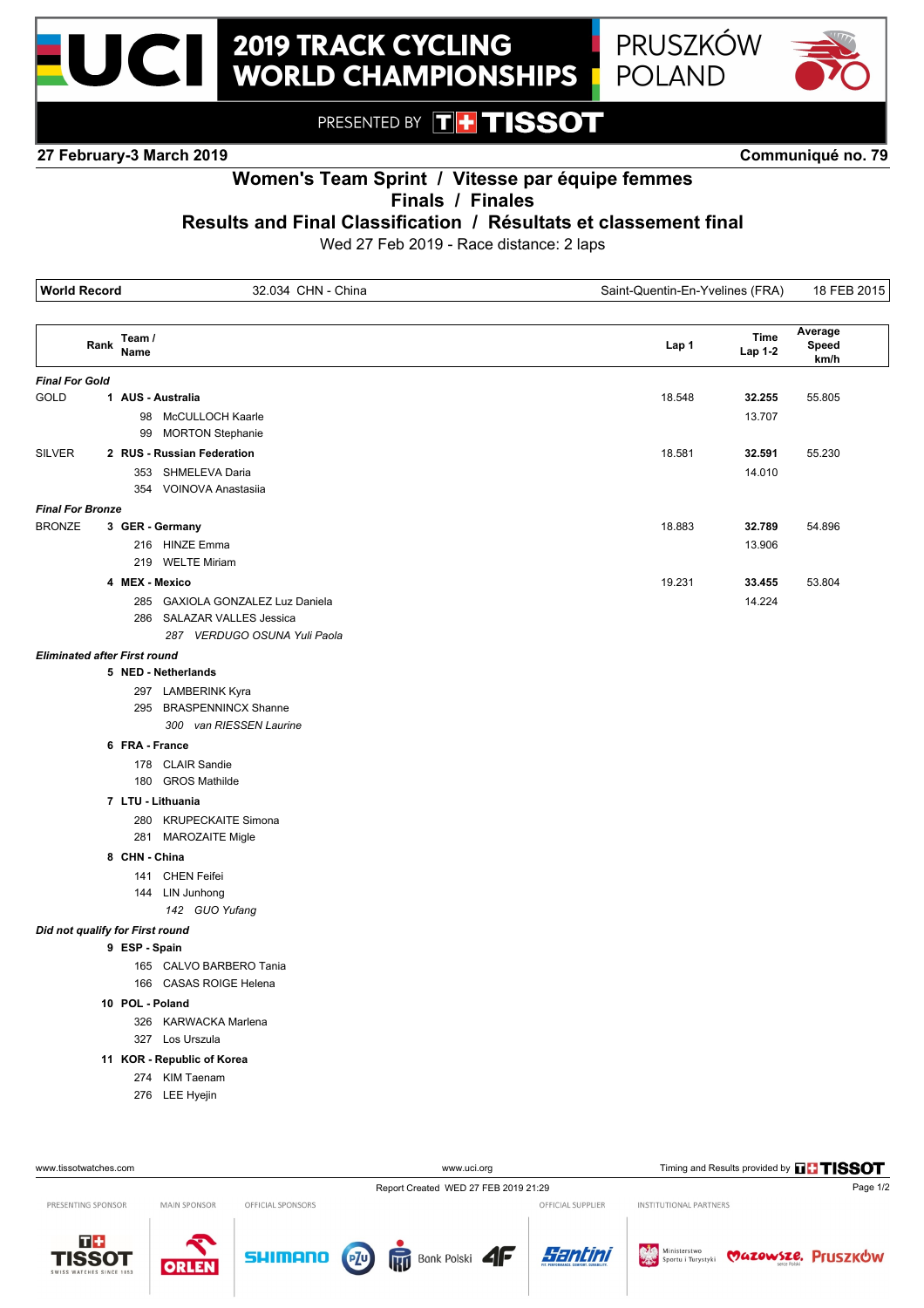# 2019 TRACK CYCLING WORLD CHAMPIONSHIPS

PRUSZKÓW POLAND

PRESENTED BY TISSOT

**27 February-3 March 2019** | **Communiqué no. 79**

## Women's Team Sprint / Vitesse par équipe femmes

## Finals / Finales

## Results and Final Classification / Résultats et classement final

Wed 27 Feb 2019 - Race distance: 2 laps

| World Record | 32.034 CHN - China | Saint-Quentin-En-Yvelines (FRA) | 18 FEB 2015 |
|---|---|---|---|

| | Rank | Team / Name | Lap 1 | Time Lap 1-2 | Average Speed km/h |
|---|---|---|---|---|---|
| ***Final For Gold*** | | | | | |
| GOLD | 1 | **AUS - Australia** | 18.548 | **32.255** | 55.805 |
| | | 98 McCULLOCH Kaarle | | 13.707 | |
| | | 99 MORTON Stephanie | | | |
| SILVER | 2 | **RUS - Russian Federation** | 18.581 | **32.591** | 55.230 |
| | | 353 SHMELEVA Daria | | 14.010 | |
| | | 354 VOINOVA Anastasiia | | | |
| ***Final For Bronze*** | | | | | |
| BRONZE | 3 | **GER - Germany** | 18.883 | **32.789** | 54.896 |
| | | 216 HINZE Emma | | 13.906 | |
| | | 219 WELTE Miriam | | | |
| | 4 | **MEX - Mexico** | 19.231 | **33.455** | 53.804 |
| | | 285 GAXIOLA GONZALEZ Luz Daniela | | 14.224 | |
| | | 286 SALAZAR VALLES Jessica | | | |
| | | *287 VERDUGO OSUNA Yuli Paola* | | | |
| ***Eliminated after First round*** | | | | | |
| | 5 | **NED - Netherlands** | | | |
| | | 297 LAMBERINK Kyra | | | |
| | | 295 BRASPENNINCX Shanne | | | |
| | | *300 van RIESSEN Laurine* | | | |
| | 6 | **FRA - France** | | | |
| | | 178 CLAIR Sandie | | | |
| | | 180 GROS Mathilde | | | |
| | 7 | **LTU - Lithuania** | | | |
| | | 280 KRUPECKAITE Simona | | | |
| | | 281 MAROZAITE Migle | | | |
| | 8 | **CHN - China** | | | |
| | | 141 CHEN Feifei | | | |
| | | 144 LIN Junhong | | | |
| | | *142 GUO Yufang* | | | |
| ***Did not qualify for First round*** | | | | | |
| | 9 | **ESP - Spain** | | | |
| | | 165 CALVO BARBERO Tania | | | |
| | | 166 CASAS ROIGE Helena | | | |
| | 10 | **POL - Poland** | | | |
| | | 326 KARWACKA Marlena | | | |
| | | 327 Los Urszula | | | |
| | 11 | **KOR - Republic of Korea** | | | |
| | | 274 KIM Taenam | | | |
| | | 276 LEE Hyejin | | | |

www.tissotwatches.com | www.uci.org | Timing and Results provided by TISSOT

Report Created WED 27 FEB 2019 21:29

PRESENTING SPONSOR: TISSOT | MAIN SPONSOR: ORLEN | OFFICIAL SPONSORS: SHIMANO, PZU, Bank Polski, 4F | OFFICIAL SUPPLIER: Santini | INSTITUTIONAL PARTNERS: Ministerstwo Sportu i Turystyki, Mazowsze, Pruszków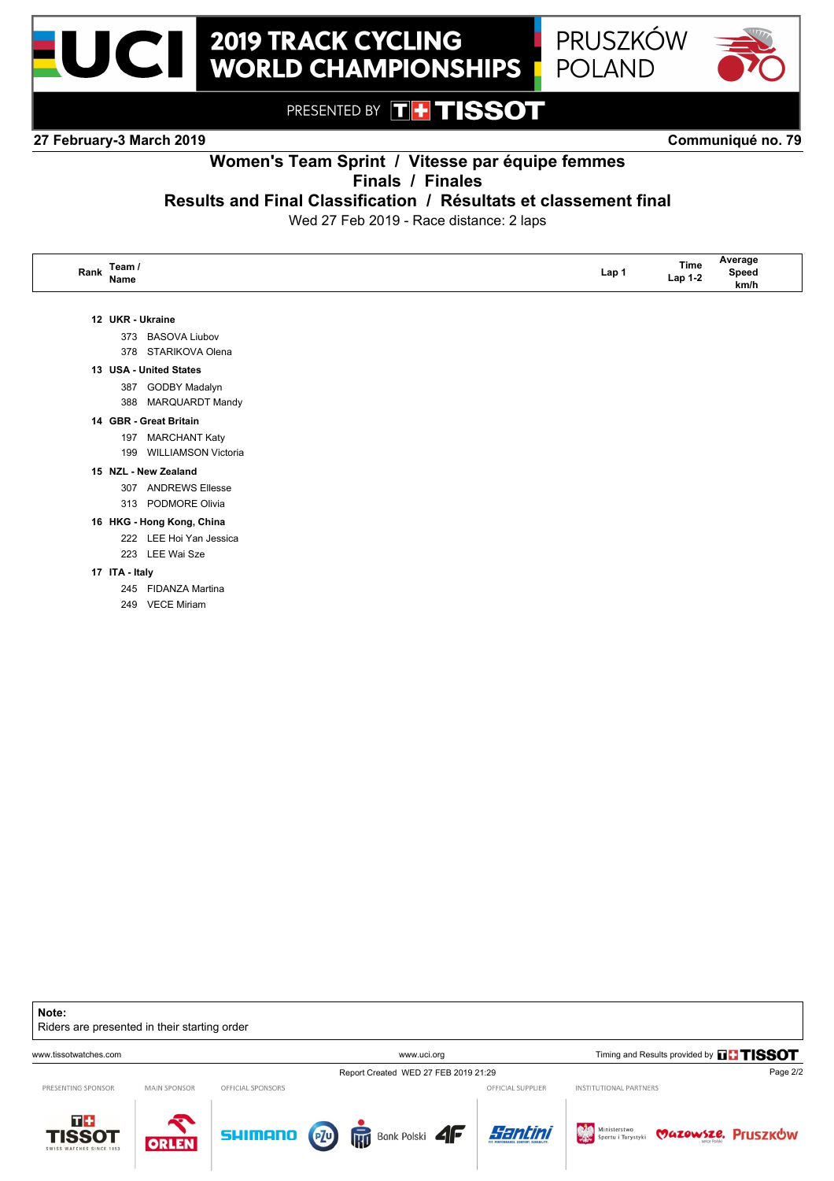**27 February-3 March 2019** — **Communiqué no. 79**

# Women's Team Sprint / Vitesse par équipe femmes

## Finals / Finales

## Results and Final Classification / Résultats et classement final

Wed 27 Feb 2019 - Race distance: 2 laps

| Rank | Team / Name | Lap 1 | Time Lap 1-2 | Average Speed km/h |
|---|---|---|---|---|
| 12 | **UKR - Ukraine** | | | |
| | 373 BASOVA Liubov | | | |
| | 378 STARIKOVA Olena | | | |
| 13 | **USA - United States** | | | |
| | 387 GODBY Madalyn | | | |
| | 388 MARQUARDT Mandy | | | |
| 14 | **GBR - Great Britain** | | | |
| | 197 MARCHANT Katy | | | |
| | 199 WILLIAMSON Victoria | | | |
| 15 | **NZL - New Zealand** | | | |
| | 307 ANDREWS Ellesse | | | |
| | 313 PODMORE Olivia | | | |
| 16 | **HKG - Hong Kong, China** | | | |
| | 222 LEE Hoi Yan Jessica | | | |
| | 223 LEE Wai Sze | | | |
| 17 | **ITA - Italy** | | | |
| | 245 FIDANZA Martina | | | |
| | 249 VECE Miriam | | | |

**Note:**
Riders are presented in their starting order

Report Created WED 27 FEB 2019 21:29